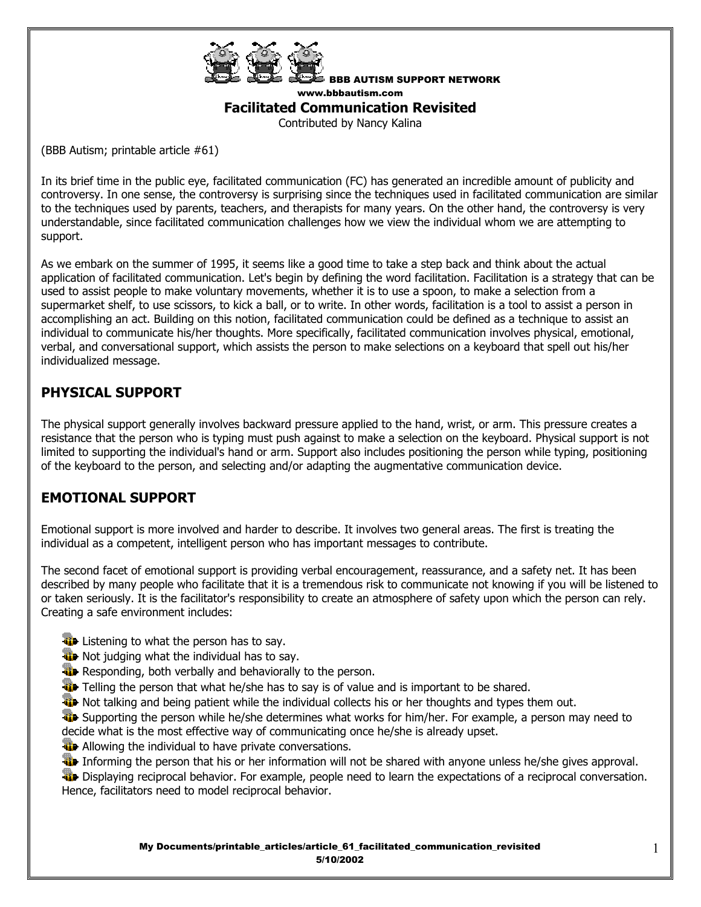BBB AUTISM SUPPORT NETWORK
www.bbbautism.com

# Facilitated Communication Revisited

Contributed by Nancy Kalina

(BBB Autism; printable article #61)

In its brief time in the public eye, facilitated communication (FC) has generated an incredible amount of publicity and controversy. In one sense, the controversy is surprising since the techniques used in facilitated communication are similar to the techniques used by parents, teachers, and therapists for many years. On the other hand, the controversy is very understandable, since facilitated communication challenges how we view the individual whom we are attempting to support.

As we embark on the summer of 1995, it seems like a good time to take a step back and think about the actual application of facilitated communication. Let's begin by defining the word facilitation. Facilitation is a strategy that can be used to assist people to make voluntary movements, whether it is to use a spoon, to make a selection from a supermarket shelf, to use scissors, to kick a ball, or to write. In other words, facilitation is a tool to assist a person in accomplishing an act. Building on this notion, facilitated communication could be defined as a technique to assist an individual to communicate his/her thoughts. More specifically, facilitated communication involves physical, emotional, verbal, and conversational support, which assists the person to make selections on a keyboard that spell out his/her individualized message.

## PHYSICAL SUPPORT

The physical support generally involves backward pressure applied to the hand, wrist, or arm. This pressure creates a resistance that the person who is typing must push against to make a selection on the keyboard. Physical support is not limited to supporting the individual's hand or arm. Support also includes positioning the person while typing, positioning of the keyboard to the person, and selecting and/or adapting the augmentative communication device.

## EMOTIONAL SUPPORT

Emotional support is more involved and harder to describe. It involves two general areas. The first is treating the individual as a competent, intelligent person who has important messages to contribute.

The second facet of emotional support is providing verbal encouragement, reassurance, and a safety net. It has been described by many people who facilitate that it is a tremendous risk to communicate not knowing if you will be listened to or taken seriously. It is the facilitator's responsibility to create an atmosphere of safety upon which the person can rely. Creating a safe environment includes:

- Listening to what the person has to say.
- Not judging what the individual has to say.
- Responding, both verbally and behaviorally to the person.
- Telling the person that what he/she has to say is of value and is important to be shared.
- Not talking and being patient while the individual collects his or her thoughts and types them out.
- Supporting the person while he/she determines what works for him/her. For example, a person may need to decide what is the most effective way of communicating once he/she is already upset.
- Allowing the individual to have private conversations.
- Informing the person that his or her information will not be shared with anyone unless he/she gives approval.
- Displaying reciprocal behavior. For example, people need to learn the expectations of a reciprocal conversation. Hence, facilitators need to model reciprocal behavior.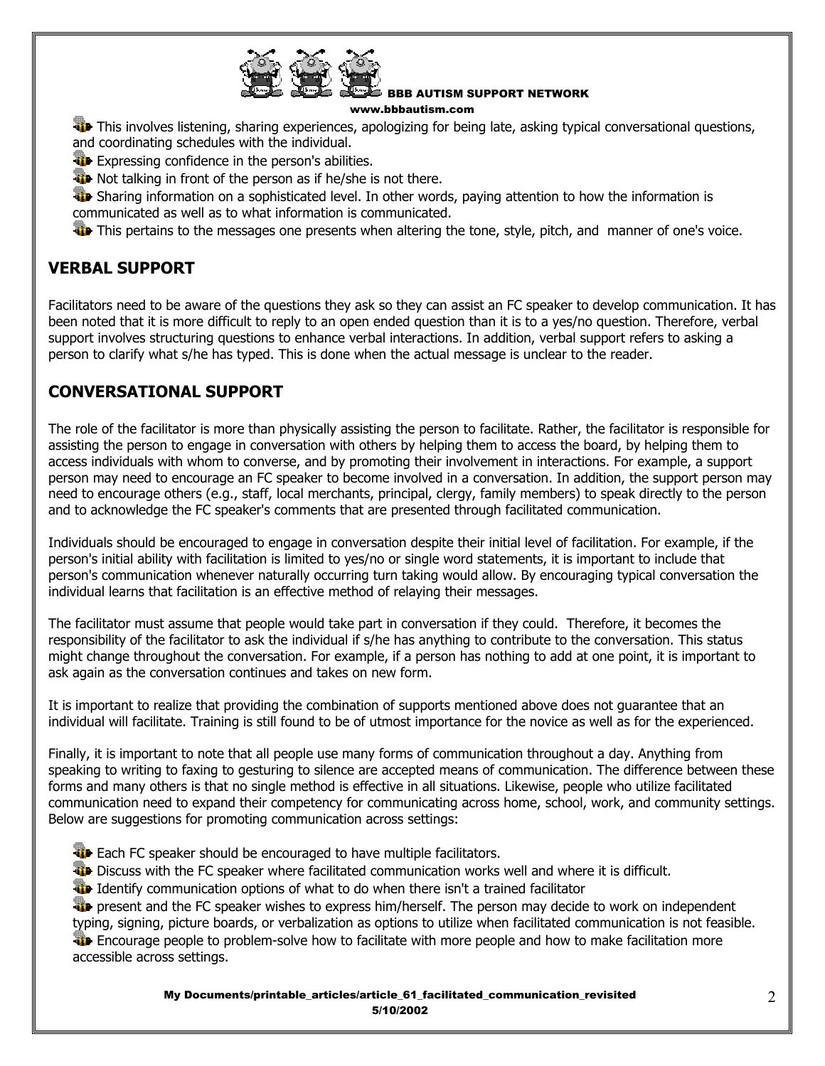- This involves listening, sharing experiences, apologizing for being late, asking typical conversational questions, and coordinating schedules with the individual.
- Expressing confidence in the person's abilities.
- Not talking in front of the person as if he/she is not there.
- Sharing information on a sophisticated level. In other words, paying attention to how the information is communicated as well as to what information is communicated.
- This pertains to the messages one presents when altering the tone, style, pitch, and manner of one's voice.

## VERBAL SUPPORT

Facilitators need to be aware of the questions they ask so they can assist an FC speaker to develop communication. It has been noted that it is more difficult to reply to an open ended question than it is to a yes/no question. Therefore, verbal support involves structuring questions to enhance verbal interactions. In addition, verbal support refers to asking a person to clarify what s/he has typed. This is done when the actual message is unclear to the reader.

## CONVERSATIONAL SUPPORT

The role of the facilitator is more than physically assisting the person to facilitate. Rather, the facilitator is responsible for assisting the person to engage in conversation with others by helping them to access the board, by helping them to access individuals with whom to converse, and by promoting their involvement in interactions. For example, a support person may need to encourage an FC speaker to become involved in a conversation. In addition, the support person may need to encourage others (e.g., staff, local merchants, principal, clergy, family members) to speak directly to the person and to acknowledge the FC speaker's comments that are presented through facilitated communication.

Individuals should be encouraged to engage in conversation despite their initial level of facilitation. For example, if the person's initial ability with facilitation is limited to yes/no or single word statements, it is important to include that person's communication whenever naturally occurring turn taking would allow. By encouraging typical conversation the individual learns that facilitation is an effective method of relaying their messages.

The facilitator must assume that people would take part in conversation if they could. Therefore, it becomes the responsibility of the facilitator to ask the individual if s/he has anything to contribute to the conversation. This status might change throughout the conversation. For example, if a person has nothing to add at one point, it is important to ask again as the conversation continues and takes on new form.

It is important to realize that providing the combination of supports mentioned above does not guarantee that an individual will facilitate. Training is still found to be of utmost importance for the novice as well as for the experienced.

Finally, it is important to note that all people use many forms of communication throughout a day. Anything from speaking to writing to faxing to gesturing to silence are accepted means of communication. The difference between these forms and many others is that no single method is effective in all situations. Likewise, people who utilize facilitated communication need to expand their competency for communicating across home, school, work, and community settings. Below are suggestions for promoting communication across settings:

- Each FC speaker should be encouraged to have multiple facilitators.
- Discuss with the FC speaker where facilitated communication works well and where it is difficult.
- Identify communication options of what to do when there isn't a trained facilitator
- present and the FC speaker wishes to express him/herself. The person may decide to work on independent typing, signing, picture boards, or verbalization as options to utilize when facilitated communication is not feasible.
- Encourage people to problem-solve how to facilitate with more people and how to make facilitation more accessible across settings.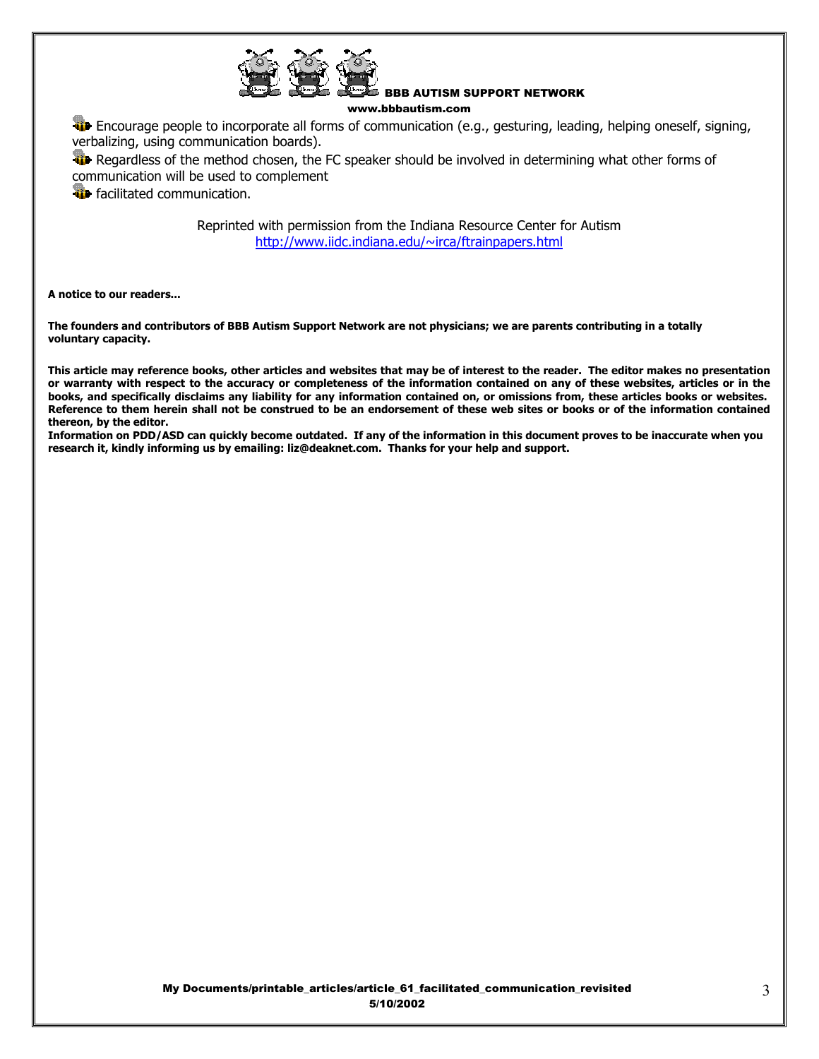- Encourage people to incorporate all forms of communication (e.g., gesturing, leading, helping oneself, signing, verbalizing, using communication boards).
- Regardless of the method chosen, the FC speaker should be involved in determining what other forms of communication will be used to complement
- facilitated communication.

Reprinted with permission from the Indiana Resource Center for Autism
http://www.iidc.indiana.edu/~irca/ftrainpapers.html

**A notice to our readers...**

**The founders and contributors of BBB Autism Support Network are not physicians; we are parents contributing in a totally voluntary capacity.**

**This article may reference books, other articles and websites that may be of interest to the reader. The editor makes no presentation or warranty with respect to the accuracy or completeness of the information contained on any of these websites, articles or in the books, and specifically disclaims any liability for any information contained on, or omissions from, these articles books or websites. Reference to them herein shall not be construed to be an endorsement of these web sites or books or of the information contained thereon, by the editor.**
**Information on PDD/ASD can quickly become outdated. If any of the information in this document proves to be inaccurate when you research it, kindly informing us by emailing: liz@deaknet.com. Thanks for your help and support.**